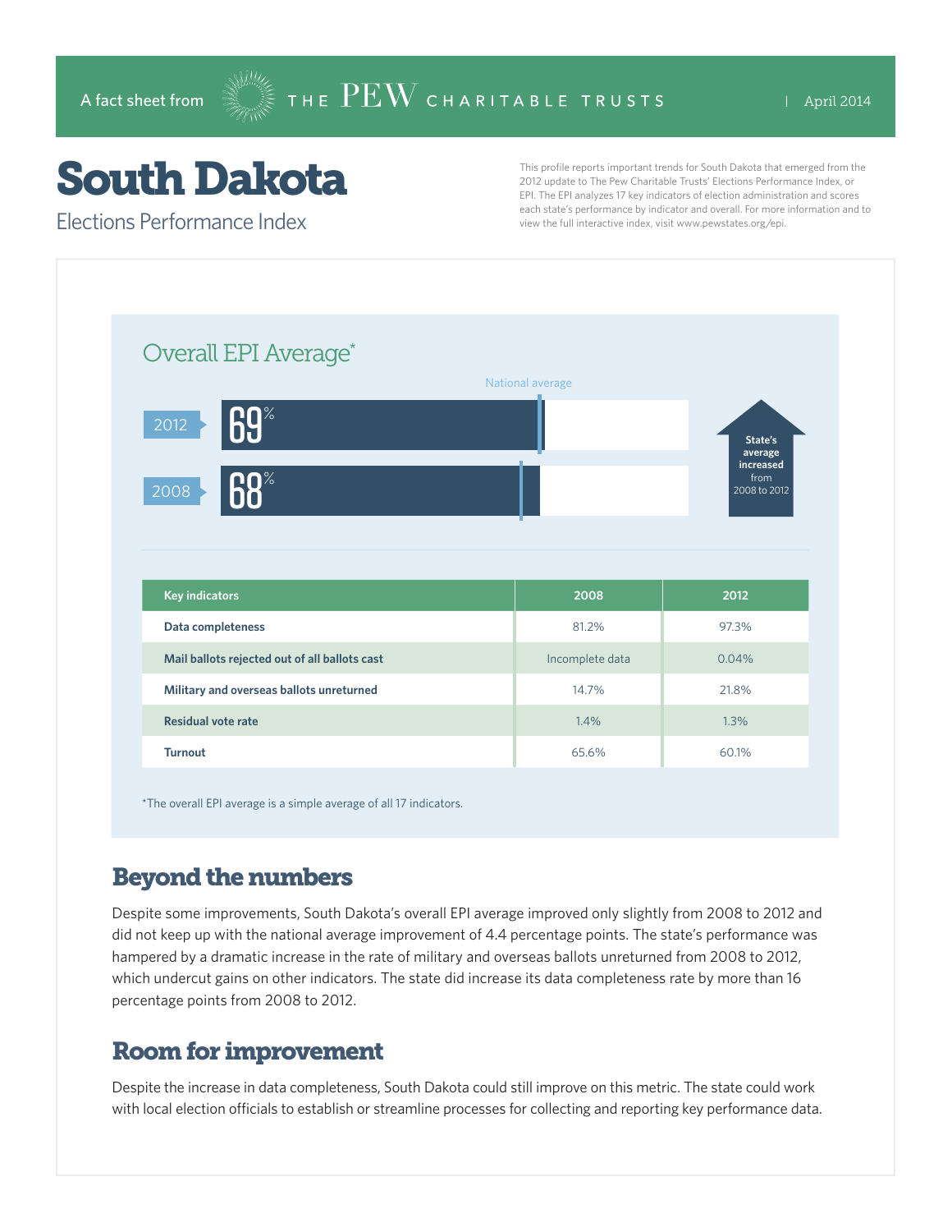A fact sheet from THE PEW CHARITABLE TRUSTS | April 2014

# South Dakota

## Elections Performance Index

This profile reports important trends for South Dakota that emerged from the 2012 update to The Pew Charitable Trusts' Elections Performance Index, or EPI. The EPI analyzes 17 key indicators of election administration and scores each state's performance by indicator and overall. For more information and to view the full interactive index, visit www.pewstates.org/epi.

### Overall EPI Average*

National average

2012: 69%

2008: 68%

State's average increased from 2008 to 2012

| Key indicators | 2008 | 2012 |
|---|---|---|
| Data completeness | 81.2% | 97.3% |
| Mail ballots rejected out of all ballots cast | Incomplete data | 0.04% |
| Military and overseas ballots unreturned | 14.7% | 21.8% |
| Residual vote rate | 1.4% | 1.3% |
| Turnout | 65.6% | 60.1% |

*The overall EPI average is a simple average of all 17 indicators.

## Beyond the numbers

Despite some improvements, South Dakota's overall EPI average improved only slightly from 2008 to 2012 and did not keep up with the national average improvement of 4.4 percentage points. The state's performance was hampered by a dramatic increase in the rate of military and overseas ballots unreturned from 2008 to 2012, which undercut gains on other indicators. The state did increase its data completeness rate by more than 16 percentage points from 2008 to 2012.

## Room for improvement

Despite the increase in data completeness, South Dakota could still improve on this metric. The state could work with local election officials to establish or streamline processes for collecting and reporting key performance data.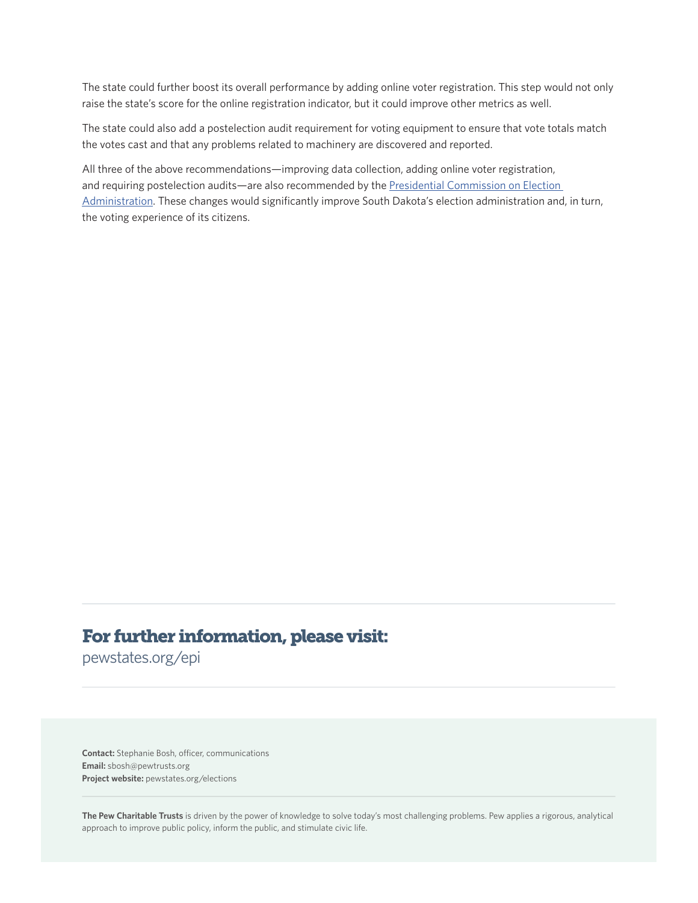The state could further boost its overall performance by adding online voter registration. This step would not only raise the state's score for the online registration indicator, but it could improve other metrics as well.

The state could also add a postelection audit requirement for voting equipment to ensure that vote totals match the votes cast and that any problems related to machinery are discovered and reported.

All three of the above recommendations—improving data collection, adding online voter registration, and requiring postelection audits—are also recommended by the Presidential Commission on Election Administration. These changes would significantly improve South Dakota's election administration and, in turn, the voting experience of its citizens.

## For further information, please visit:

pewstates.org/epi

**Contact:** Stephanie Bosh, officer, communications
**Email:** sbosh@pewtrusts.org
**Project website:** pewstates.org/elections

**The Pew Charitable Trusts** is driven by the power of knowledge to solve today's most challenging problems. Pew applies a rigorous, analytical approach to improve public policy, inform the public, and stimulate civic life.